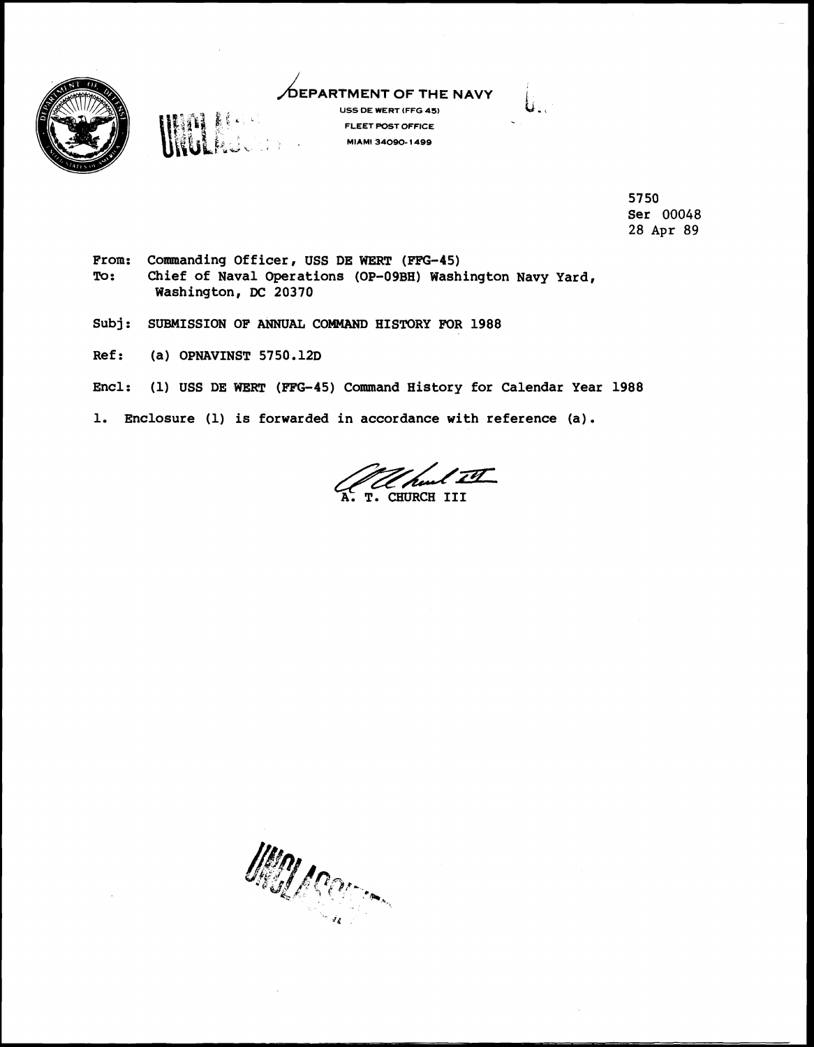DEPARTMENT OF THE NAVY
USS DE WERT (FFG 45)
FLEET POST OFFICE
MIAMI 34090-1499

5750
Ser 00048
28 Apr 89

From: Commanding Officer, USS DE WERT (FFG-45)
To: Chief of Naval Operations (OP-09BH) Washington Navy Yard, Washington, DC 20370

Subj: SUBMISSION OF ANNUAL COMMAND HISTORY FOR 1988

Ref: (a) OPNAVINST 5750.12D

Encl: (1) USS DE WERT (FFG-45) Command History for Calendar Year 1988

1. Enclosure (1) is forwarded in accordance with reference (a).

A. T. CHURCH III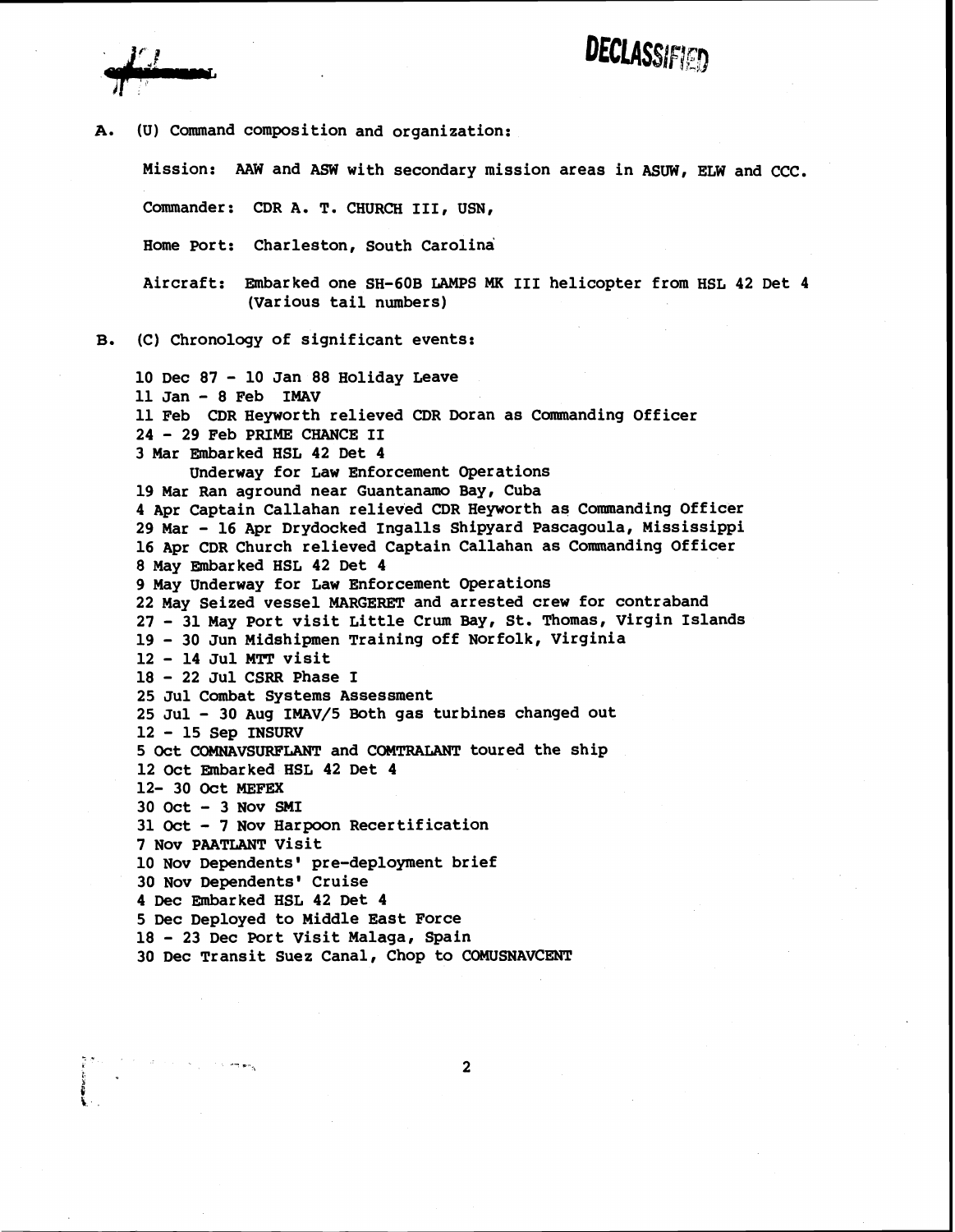DECLASSIFIED

A. (U) Command composition and organization:

Mission: AAW and ASW with secondary mission areas in ASUW, ELW and CCC.

Commander: CDR A. T. CHURCH III, USN,

Home Port: Charleston, South Carolina

Aircraft: Embarked one SH-60B LAMPS MK III helicopter from HSL 42 Det 4 (Various tail numbers)

B. (C) Chronology of significant events:

10 Dec 87 - 10 Jan 88 Holiday Leave
11 Jan - 8 Feb IMAV
11 Feb CDR Heyworth relieved CDR Doran as Commanding Officer
24 - 29 Feb PRIME CHANCE II
3 Mar Embarked HSL 42 Det 4
Underway for Law Enforcement Operations
19 Mar Ran aground near Guantanamo Bay, Cuba
4 Apr Captain Callahan relieved CDR Heyworth as Commanding Officer
29 Mar - 16 Apr Drydocked Ingalls Shipyard Pascagoula, Mississippi
16 Apr CDR Church relieved Captain Callahan as Commanding Officer
8 May Embarked HSL 42 Det 4
9 May Underway for Law Enforcement Operations
22 May Seized vessel MARGERET and arrested crew for contraband
27 - 31 May Port visit Little Crum Bay, St. Thomas, Virgin Islands
19 - 30 Jun Midshipmen Training off Norfolk, Virginia
12 - 14 Jul MTT visit
18 - 22 Jul CSRR Phase I
25 Jul Combat Systems Assessment
25 Jul - 30 Aug IMAV/5 Both gas turbines changed out
12 - 15 Sep INSURV
5 Oct COMNAVSURFLANT and COMTRALANT toured the ship
12 Oct Embarked HSL 42 Det 4
12- 30 Oct MEFEX
30 Oct - 3 Nov SMI
31 Oct - 7 Nov Harpoon Recertification
7 Nov PAATLANT Visit
10 Nov Dependents' pre-deployment brief
30 Nov Dependents' Cruise
4 Dec Embarked HSL 42 Det 4
5 Dec Deployed to Middle East Force
18 - 23 Dec Port Visit Malaga, Spain
30 Dec Transit Suez Canal, Chop to COMUSNAVCENT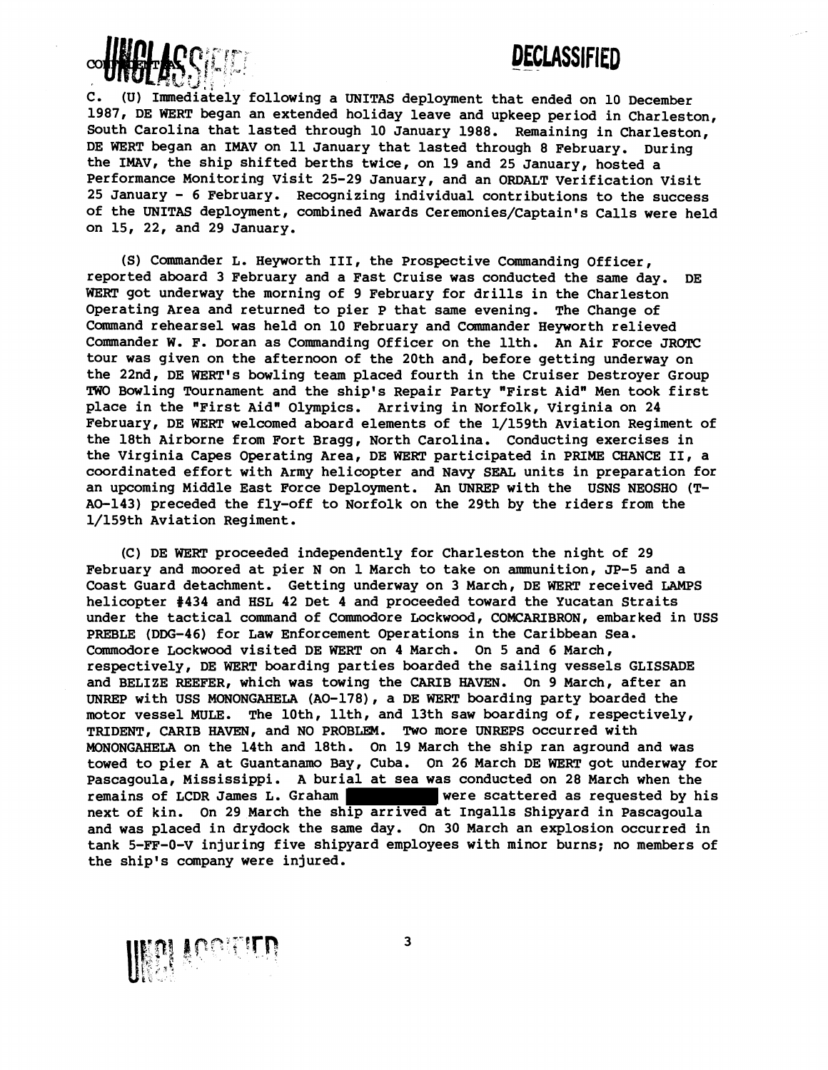C. (U) Immediately following a UNITAS deployment that ended on 10 December 1987, DE WERT began an extended holiday leave and upkeep period in Charleston, South Carolina that lasted through 10 January 1988. Remaining in Charleston, DE WERT began an IMAV on 11 January that lasted through 8 February. During the IMAV, the ship shifted berths twice, on 19 and 25 January, hosted a Performance Monitoring Visit 25-29 January, and an ORDALT Verification Visit 25 January - 6 February. Recognizing individual contributions to the success of the UNITAS deployment, combined Awards Ceremonies/Captain's Calls were held on 15, 22, and 29 January.

(S) Commander L. Heyworth III, the Prospective Commanding Officer, reported aboard 3 February and a Fast Cruise was conducted the same day. DE WERT got underway the morning of 9 February for drills in the Charleston Operating Area and returned to pier P that same evening. The Change of Command rehearsal was held on 10 February and Commander Heyworth relieved Commander W. F. Doran as Commanding Officer on the 11th. An Air Force JROTC tour was given on the afternoon of the 20th and, before getting underway on the 22nd, DE WERT's bowling team placed fourth in the Cruiser Destroyer Group TWO Bowling Tournament and the ship's Repair Party "First Aid" Men took first place in the "First Aid" Olympics. Arriving in Norfolk, Virginia on 24 February, DE WERT welcomed aboard elements of the 1/159th Aviation Regiment of the 18th Airborne from Fort Bragg, North Carolina. Conducting exercises in the Virginia Capes Operating Area, DE WERT participated in PRIME CHANCE II, a coordinated effort with Army helicopter and Navy SEAL units in preparation for an upcoming Middle East Force Deployment. An UNREP with the USNS NEOSHO (T-AO-143) preceded the fly-off to Norfolk on the 29th by the riders from the 1/159th Aviation Regiment.

(C) DE WERT proceeded independently for Charleston the night of 29 February and moored at pier N on 1 March to take on ammunition, JP-5 and a Coast Guard detachment. Getting underway on 3 March, DE WERT received LAMPS helicopter #434 and HSL 42 Det 4 and proceeded toward the Yucatan Straits under the tactical command of Commodore Lockwood, COMCARIBRON, embarked in USS PREBLE (DDG-46) for Law Enforcement Operations in the Caribbean Sea. Commodore Lockwood visited DE WERT on 4 March. On 5 and 6 March, respectively, DE WERT boarding parties boarded the sailing vessels GLISSADE and BELIZE REEFER, which was towing the CARIB HAVEN. On 9 March, after an UNREP with USS MONONGAHELA (AO-178), a DE WERT boarding party boarded the motor vessel MULE. The 10th, 11th, and 13th saw boarding of, respectively, TRIDENT, CARIB HAVEN, and NO PROBLEM. Two more UNREPS occurred with MONONGAHELA on the 14th and 18th. On 19 March the ship ran aground and was towed to pier A at Guantanamo Bay, Cuba. On 26 March DE WERT got underway for Pascagoula, Mississippi. A burial at sea was conducted on 28 March when the remains of LCDR James L. Graham [REDACTED] were scattered as requested by his next of kin. On 29 March the ship arrived at Ingalls Shipyard in Pascagoula and was placed in drydock the same day. On 30 March an explosion occurred in tank 5-FF-0-V injuring five shipyard employees with minor burns; no members of the ship's company were injured.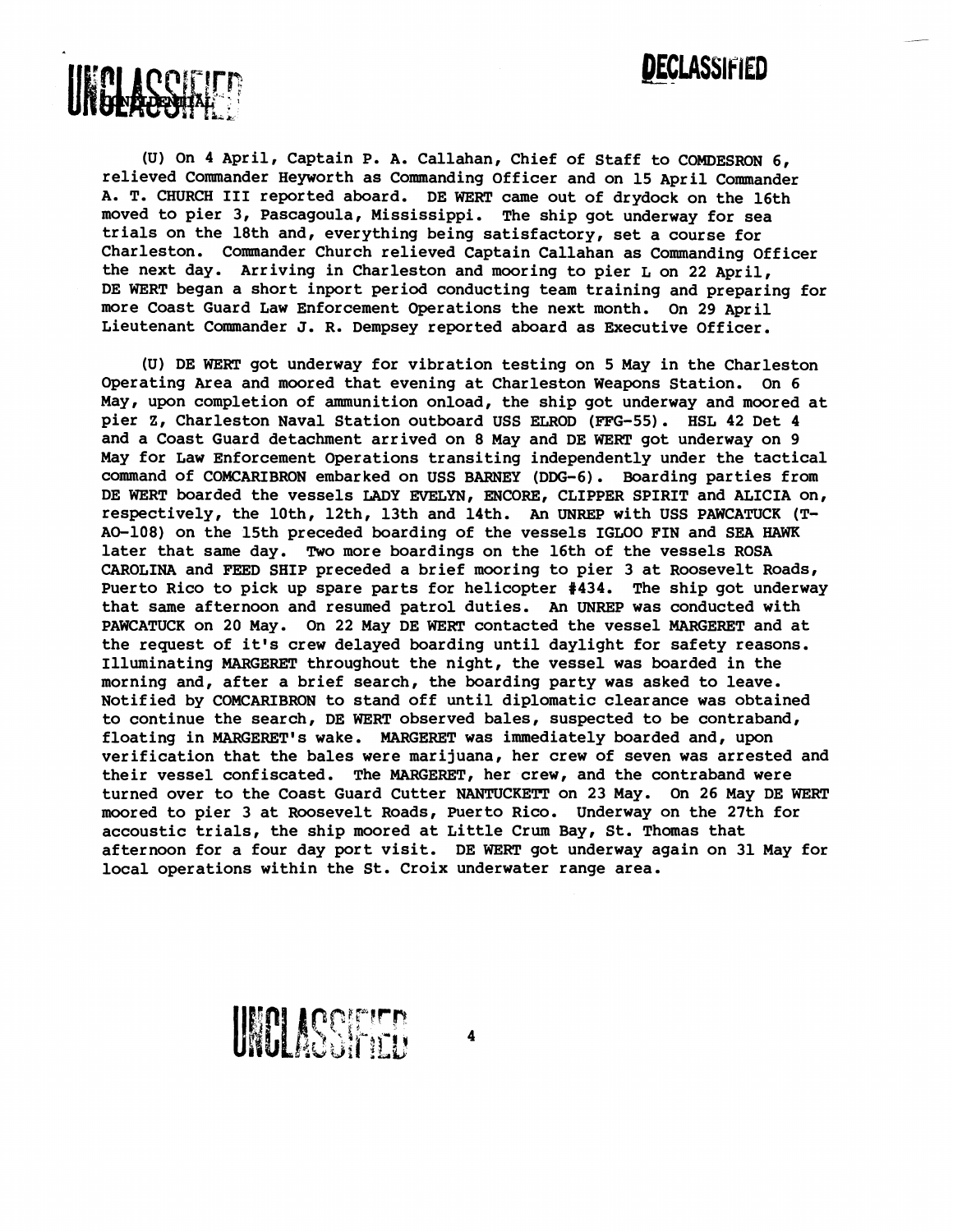(U) On 4 April, Captain P. A. Callahan, Chief of Staff to COMDESRON 6, relieved Commander Heyworth as Commanding Officer and on 15 April Commander A. T. CHURCH III reported aboard. DE WERT came out of drydock on the 16th moved to pier 3, Pascagoula, Mississippi. The ship got underway for sea trials on the 18th and, everything being satisfactory, set a course for Charleston. Commander Church relieved Captain Callahan as Commanding Officer the next day. Arriving in Charleston and mooring to pier L on 22 April, DE WERT began a short inport period conducting team training and preparing for more Coast Guard Law Enforcement Operations the next month. On 29 April Lieutenant Commander J. R. Dempsey reported aboard as Executive Officer.

(U) DE WERT got underway for vibration testing on 5 May in the Charleston Operating Area and moored that evening at Charleston Weapons Station. On 6 May, upon completion of ammunition onload, the ship got underway and moored at pier Z, Charleston Naval Station outboard USS ELROD (FFG-55). HSL 42 Det 4 and a Coast Guard detachment arrived on 8 May and DE WERT got underway on 9 May for Law Enforcement Operations transiting independently under the tactical command of COMCARIBRON embarked on USS BARNEY (DDG-6). Boarding parties from DE WERT boarded the vessels LADY EVELYN, ENCORE, CLIPPER SPIRIT and ALICIA on, respectively, the 10th, 12th, 13th and 14th. An UNREP with USS PAWCATUCK (T-AO-108) on the 15th preceded boarding of the vessels IGLOO FIN and SEA HAWK later that same day. Two more boardings on the 16th of the vessels ROSA CAROLINA and FEED SHIP preceded a brief mooring to pier 3 at Roosevelt Roads, Puerto Rico to pick up spare parts for helicopter #434. The ship got underway that same afternoon and resumed patrol duties. An UNREP was conducted with PAWCATUCK on 20 May. On 22 May DE WERT contacted the vessel MARGERET and at the request of it's crew delayed boarding until daylight for safety reasons. Illuminating MARGERET throughout the night, the vessel was boarded in the morning and, after a brief search, the boarding party was asked to leave. Notified by COMCARIBRON to stand off until diplomatic clearance was obtained to continue the search, DE WERT observed bales, suspected to be contraband, floating in MARGERET's wake. MARGERET was immediately boarded and, upon verification that the bales were marijuana, her crew of seven was arrested and their vessel confiscated. The MARGERET, her crew, and the contraband were turned over to the Coast Guard Cutter NANTUCKETT on 23 May. On 26 May DE WERT moored to pier 3 at Roosevelt Roads, Puerto Rico. Underway on the 27th for accoustic trials, the ship moored at Little Crum Bay, St. Thomas that afternoon for a four day port visit. DE WERT got underway again on 31 May for local operations within the St. Croix underwater range area.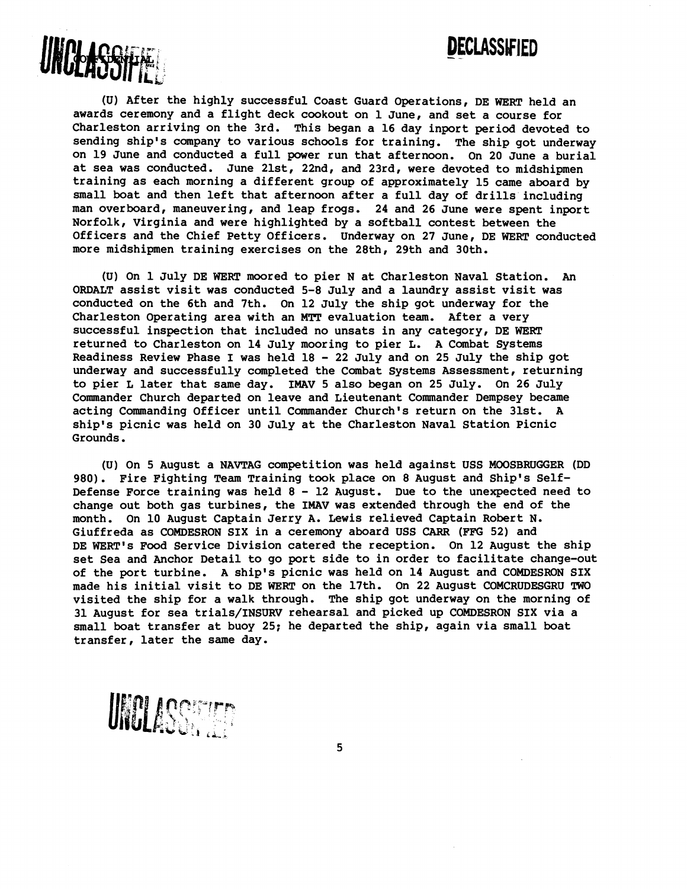(U) After the highly successful Coast Guard Operations, DE WERT held an awards ceremony and a flight deck cookout on 1 June, and set a course for Charleston arriving on the 3rd. This began a 16 day inport period devoted to sending ship's company to various schools for training. The ship got underway on 19 June and conducted a full power run that afternoon. On 20 June a burial at sea was conducted. June 21st, 22nd, and 23rd, were devoted to midshipmen training as each morning a different group of approximately 15 came aboard by small boat and then left that afternoon after a full day of drills including man overboard, maneuvering, and leap frogs. 24 and 26 June were spent inport Norfolk, Virginia and were highlighted by a softball contest between the Officers and the Chief Petty Officers. Underway on 27 June, DE WERT conducted more midshipmen training exercises on the 28th, 29th and 30th.

(U) On 1 July DE WERT moored to pier N at Charleston Naval Station. An ORDALT assist visit was conducted 5-8 July and a laundry assist visit was conducted on the 6th and 7th. On 12 July the ship got underway for the Charleston Operating area with an MTT evaluation team. After a very successful inspection that included no unsats in any category, DE WERT returned to Charleston on 14 July mooring to pier L. A Combat Systems Readiness Review Phase I was held 18 - 22 July and on 25 July the ship got underway and successfully completed the Combat Systems Assessment, returning to pier L later that same day. IMAV 5 also began on 25 July. On 26 July Commander Church departed on leave and Lieutenant Commander Dempsey became acting Commanding Officer until Commander Church's return on the 31st. A ship's picnic was held on 30 July at the Charleston Naval Station Picnic Grounds.

(U) On 5 August a NAVTAG competition was held against USS MOOSBRUGGER (DD 980). Fire Fighting Team Training took place on 8 August and Ship's Self-Defense Force training was held 8 - 12 August. Due to the unexpected need to change out both gas turbines, the IMAV was extended through the end of the month. On 10 August Captain Jerry A. Lewis relieved Captain Robert N. Giuffreda as COMDESRON SIX in a ceremony aboard USS CARR (FFG 52) and DE WERT's Food Service Division catered the reception. On 12 August the ship set Sea and Anchor Detail to go port side to in order to facilitate change-out of the port turbine. A ship's picnic was held on 14 August and COMDESRON SIX made his initial visit to DE WERT on the 17th. On 22 August COMCRUDESGRU TWO visited the ship for a walk through. The ship got underway on the morning of 31 August for sea trials/INSURV rehearsal and picked up COMDESRON SIX via a small boat transfer at buoy 25; he departed the ship, again via small boat transfer, later the same day.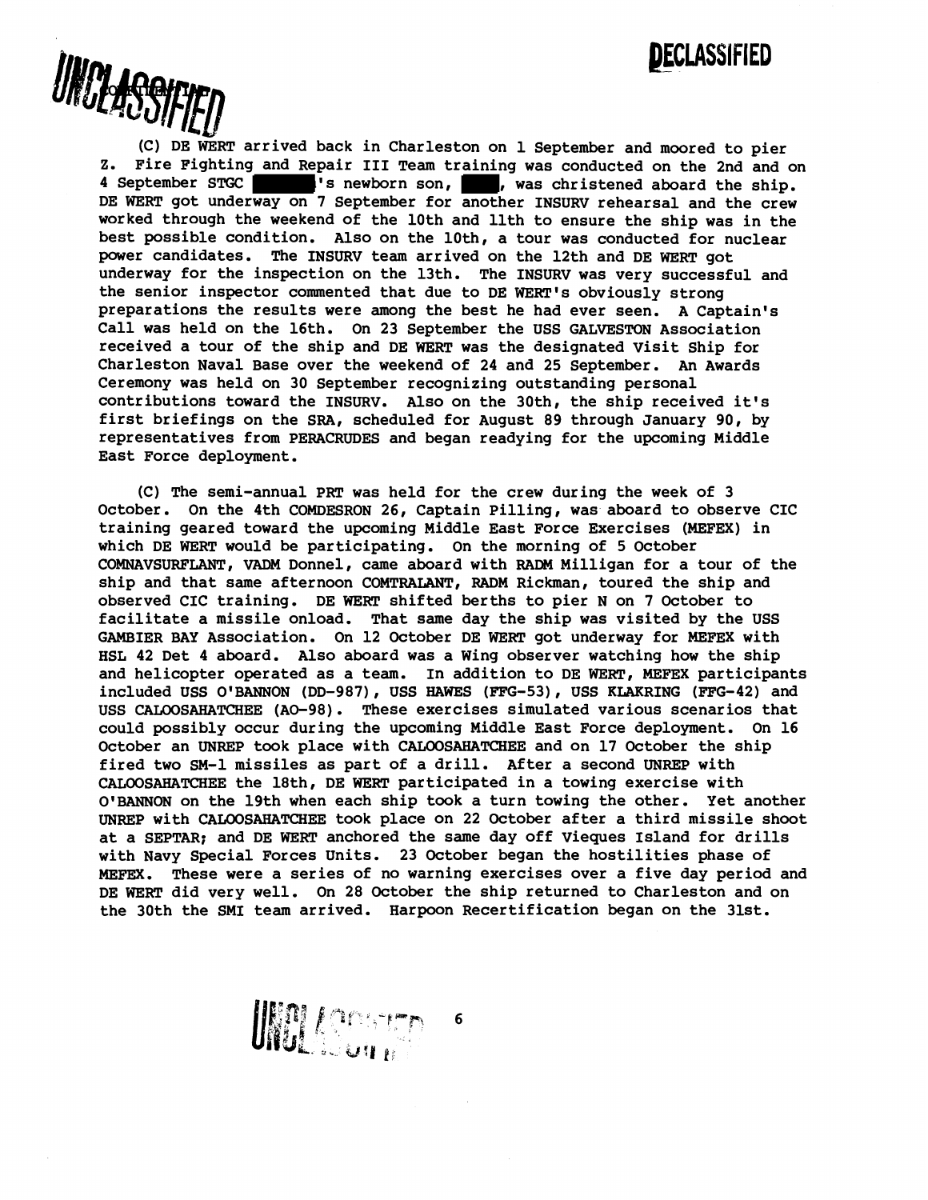(C) DE WERT arrived back in Charleston on 1 September and moored to pier Z. Fire Fighting and Repair III Team training was conducted on the 2nd and on 4 September STGC ████'s newborn son, ████, was christened aboard the ship. DE WERT got underway on 7 September for another INSURV rehearsal and the crew worked through the weekend of the 10th and 11th to ensure the ship was in the best possible condition. Also on the 10th, a tour was conducted for nuclear power candidates. The INSURV team arrived on the 12th and DE WERT got underway for the inspection on the 13th. The INSURV was very successful and the senior inspector commented that due to DE WERT's obviously strong preparations the results were among the best he had ever seen. A Captain's Call was held on the 16th. On 23 September the USS GALVESTON Association received a tour of the ship and DE WERT was the designated Visit Ship for Charleston Naval Base over the weekend of 24 and 25 September. An Awards Ceremony was held on 30 September recognizing outstanding personal contributions toward the INSURV. Also on the 30th, the ship received it's first briefings on the SRA, scheduled for August 89 through January 90, by representatives from PERACRUDES and began readying for the upcoming Middle East Force deployment.

(C) The semi-annual PRT was held for the crew during the week of 3 October. On the 4th COMDESRON 26, Captain Pilling, was aboard to observe CIC training geared toward the upcoming Middle East Force Exercises (MEFEX) in which DE WERT would be participating. On the morning of 5 October COMNAVSURFLANT, VADM Donnel, came aboard with RADM Milligan for a tour of the ship and that same afternoon COMTRALANT, RADM Rickman, toured the ship and observed CIC training. DE WERT shifted berths to pier N on 7 October to facilitate a missile onload. That same day the ship was visited by the USS GAMBIER BAY Association. On 12 October DE WERT got underway for MEFEX with HSL 42 Det 4 aboard. Also aboard was a Wing observer watching how the ship and helicopter operated as a team. In addition to DE WERT, MEFEX participants included USS O'BANNON (DD-987), USS HAWES (FFG-53), USS KLAKRING (FFG-42) and USS CALOOSAHATCHEE (AO-98). These exercises simulated various scenarios that could possibly occur during the upcoming Middle East Force deployment. On 16 October an UNREP took place with CALOOSAHATCHEE and on 17 October the ship fired two SM-1 missiles as part of a drill. After a second UNREP with CALOOSAHATCHEE the 18th, DE WERT participated in a towing exercise with O'BANNON on the 19th when each ship took a turn towing the other. Yet another UNREP with CALOOSAHATCHEE took place on 22 October after a third missile shoot at a SEPTAR; and DE WERT anchored the same day off Vieques Island for drills with Navy Special Forces Units. 23 October began the hostilities phase of MEFEX. These were a series of no warning exercises over a five day period and DE WERT did very well. On 28 October the ship returned to Charleston and on the 30th the SMI team arrived. Harpoon Recertification began on the 31st.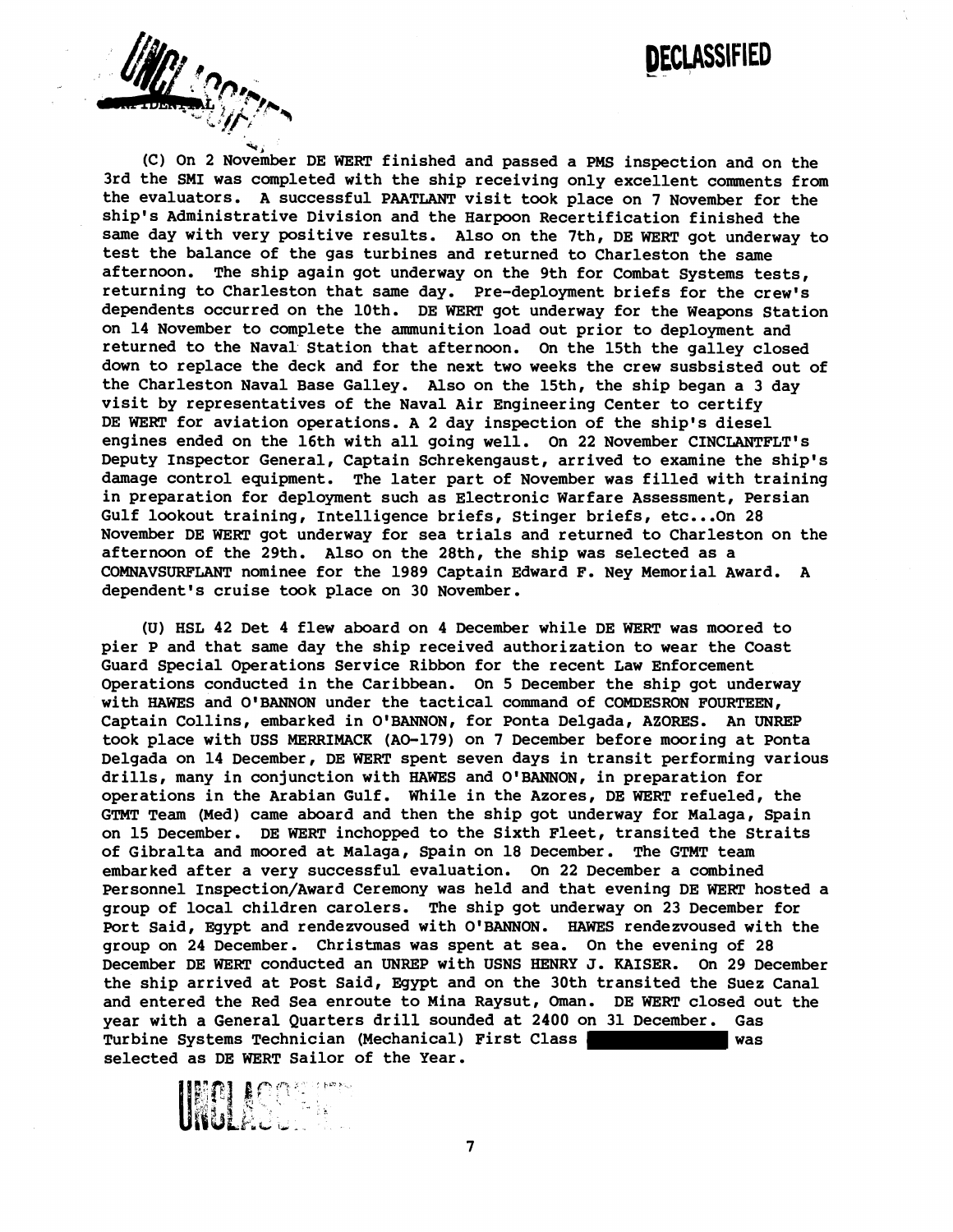DECLASSIFIED

UNCLASSIFIED

(C) On 2 November DE WERT finished and passed a PMS inspection and on the 3rd the SMI was completed with the ship receiving only excellent comments from the evaluators. A successful PAATLANT visit took place on 7 November for the ship's Administrative Division and the Harpoon Recertification finished the same day with very positive results. Also on the 7th, DE WERT got underway to test the balance of the gas turbines and returned to Charleston the same afternoon. The ship again got underway on the 9th for Combat Systems tests, returning to Charleston that same day. Pre-deployment briefs for the crew's dependents occurred on the 10th. DE WERT got underway for the Weapons Station on 14 November to complete the ammunition load out prior to deployment and returned to the Naval Station that afternoon. On the 15th the galley closed down to replace the deck and for the next two weeks the crew susbsisted out of the Charleston Naval Base Galley. Also on the 15th, the ship began a 3 day visit by representatives of the Naval Air Engineering Center to certify DE WERT for aviation operations. A 2 day inspection of the ship's diesel engines ended on the 16th with all going well. On 22 November CINCLANTFLT's Deputy Inspector General, Captain Schrekengaust, arrived to examine the ship's damage control equipment. The later part of November was filled with training in preparation for deployment such as Electronic Warfare Assessment, Persian Gulf lookout training, Intelligence briefs, Stinger briefs, etc...On 28 November DE WERT got underway for sea trials and returned to Charleston on the afternoon of the 29th. Also on the 28th, the ship was selected as a COMNAVSURFLANT nominee for the 1989 Captain Edward F. Ney Memorial Award. A dependent's cruise took place on 30 November.

(U) HSL 42 Det 4 flew aboard on 4 December while DE WERT was moored to pier P and that same day the ship received authorization to wear the Coast Guard Special Operations Service Ribbon for the recent Law Enforcement Operations conducted in the Caribbean. On 5 December the ship got underway with HAWES and O'BANNON under the tactical command of COMDESRON FOURTEEN, Captain Collins, embarked in O'BANNON, for Ponta Delgada, AZORES. An UNREP took place with USS MERRIMACK (AO-179) on 7 December before mooring at Ponta Delgada on 14 December, DE WERT spent seven days in transit performing various drills, many in conjunction with HAWES and O'BANNON, in preparation for operations in the Arabian Gulf. While in the Azores, DE WERT refueled, the GTMT Team (Med) came aboard and then the ship got underway for Malaga, Spain on 15 December. DE WERT inchopped to the Sixth Fleet, transited the Straits of Gibralta and moored at Malaga, Spain on 18 December. The GTMT team embarked after a very successful evaluation. On 22 December a combined Personnel Inspection/Award Ceremony was held and that evening DE WERT hosted a group of local children carolers. The ship got underway on 23 December for Port Said, Egypt and rendezvoused with O'BANNON. HAWES rendezvoused with the group on 24 December. Christmas was spent at sea. On the evening of 28 December DE WERT conducted an UNREP with USNS HENRY J. KAISER. On 29 December the ship arrived at Post Said, Egypt and on the 30th transited the Suez Canal and entered the Red Sea enroute to Mina Raysut, Oman. DE WERT closed out the year with a General Quarters drill sounded at 2400 on 31 December. Gas Turbine Systems Technician (Mechanical) First Class [REDACTED] was selected as DE WERT Sailor of the Year.

UNCLASSIFIED